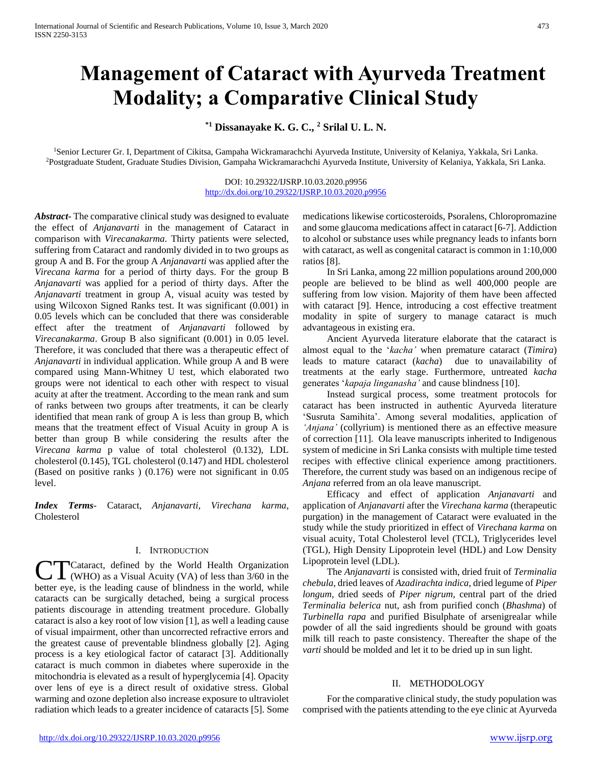# Management of Cataract with Ayurveda Treatment Modality; a Comparative Clinical Study

**[*1] Dissanayake K. G. C., [2] Srilal U. L. N.**

[1]Senior Lecturer Gr. I, Department of Cikitsa, Gampaha Wickramarachchi Ayurveda Institute, University of Kelaniya, Yakkala, Sri Lanka.
[2]Postgraduate Student, Graduate Studies Division, Gampaha Wickramarachchi Ayurveda Institute, University of Kelaniya, Yakkala, Sri Lanka.

DOI: 10.29322/IJSRP.10.03.2020.p9956
http://dx.doi.org/10.29322/IJSRP.10.03.2020.p9956

***Abstract*-** The comparative clinical study was designed to evaluate the effect of *Anjanavarti* in the management of Cataract in comparison with *Virecanakarma*. Thirty patients were selected, suffering from Cataract and randomly divided in to two groups as group A and B. For the group A *Anjanavarti* was applied after the *Virecana karma* for a period of thirty days. For the group B *Anjanavarti* was applied for a period of thirty days. After the *Anjanavarti* treatment in group A, visual acuity was tested by using Wilcoxon Signed Ranks test. It was significant (0.001) in 0.05 levels which can be concluded that there was considerable effect after the treatment of *Anjanavarti* followed by *Virecanakarma*. Group B also significant (0.001) in 0.05 level. Therefore, it was concluded that there was a therapeutic effect of *Anjanavarti* in individual application. While group A and B were compared using Mann-Whitney U test, which elaborated two groups were not identical to each other with respect to visual acuity at after the treatment. According to the mean rank and sum of ranks between two groups after treatments, it can be clearly identified that mean rank of group A is less than group B, which means that the treatment effect of Visual Acuity in group A is better than group B while considering the results after the *Virecana karma* p value of total cholesterol (0.132), LDL cholesterol (0.145), TGL cholesterol (0.147) and HDL cholesterol (Based on positive ranks ) (0.176) were not significant in 0.05 level.

***Index Terms*-** Cataract, *Anjanavarti, Virechana karma*, Cholesterol

## I. Introduction

CT Cataract, defined by the World Health Organization (WHO) as a Visual Acuity (VA) of less than 3/60 in the better eye, is the leading cause of blindness in the world, while cataracts can be surgically detached, being a surgical process patients discourage in attending treatment procedure. Globally cataract is also a key root of low vision [1], as well a leading cause of visual impairment, other than uncorrected refractive errors and the greatest cause of preventable blindness globally [2]. Aging process is a key etiological factor of cataract [3]. Additionally cataract is much common in diabetes where superoxide in the mitochondria is elevated as a result of hyperglycemia [4]. Opacity over lens of eye is a direct result of oxidative stress. Global warming and ozone depletion also increase exposure to ultraviolet radiation which leads to a greater incidence of cataracts [5]. Some medications likewise corticosteroids, Psoralens, Chloropromazine and some glaucoma medications affect in cataract [6-7]. Addiction to alcohol or substance uses while pregnancy leads to infants born with cataract, as well as congenital cataract is common in 1:10,000 ratios [8].

In Sri Lanka, among 22 million populations around 200,000 people are believed to be blind as well 400,000 people are suffering from low vision. Majority of them have been affected with cataract [9]. Hence, introducing a cost effective treatment modality in spite of surgery to manage cataract is much advantageous in existing era.

Ancient Ayurveda literature elaborate that the cataract is almost equal to the '*kacha'* when premature cataract (*Timira*) leads to mature cataract (*kacha*) due to unavailability of treatments at the early stage. Furthermore, untreated *kacha* generates '*kapaja linganasha'* and cause blindness [10].

Instead surgical process, some treatment protocols for cataract has been instructed in authentic Ayurveda literature 'Susruta Samihita'. Among several modalities, application of *'Anjana'* (collyrium) is mentioned there as an effective measure of correction [11]. Ola leave manuscripts inherited to Indigenous system of medicine in Sri Lanka consists with multiple time tested recipes with effective clinical experience among practitioners. Therefore, the current study was based on an indigenous recipe of *Anjana* referred from an ola leave manuscript.

Efficacy and effect of application *Anjanavarti* and application of *Anjanavarti* after the *Virechana karma* (therapeutic purgation) in the management of Cataract were evaluated in the study while the study prioritized in effect of *Virechana karma* on visual acuity, Total Cholesterol level (TCL), Triglycerides level (TGL), High Density Lipoprotein level (HDL) and Low Density Lipoprotein level (LDL).

The *Anjanavarti* is consisted with, dried fruit of *Terminalia chebula*, dried leaves of *Azadirachta indica*, dried legume of *Piper longum*, dried seeds of *Piper nigrum*, central part of the dried *Terminalia belerica* nut, ash from purified conch (*Bhashma*) of *Turbinella rapa* and purified Bisulphate of arsenigrealar while powder of all the said ingredients should be ground with goats milk till reach to paste consistency. Thereafter the shape of the *varti* should be molded and let it to be dried up in sun light.

## II. Methodology

For the comparative clinical study, the study population was comprised with the patients attending to the eye clinic at Ayurveda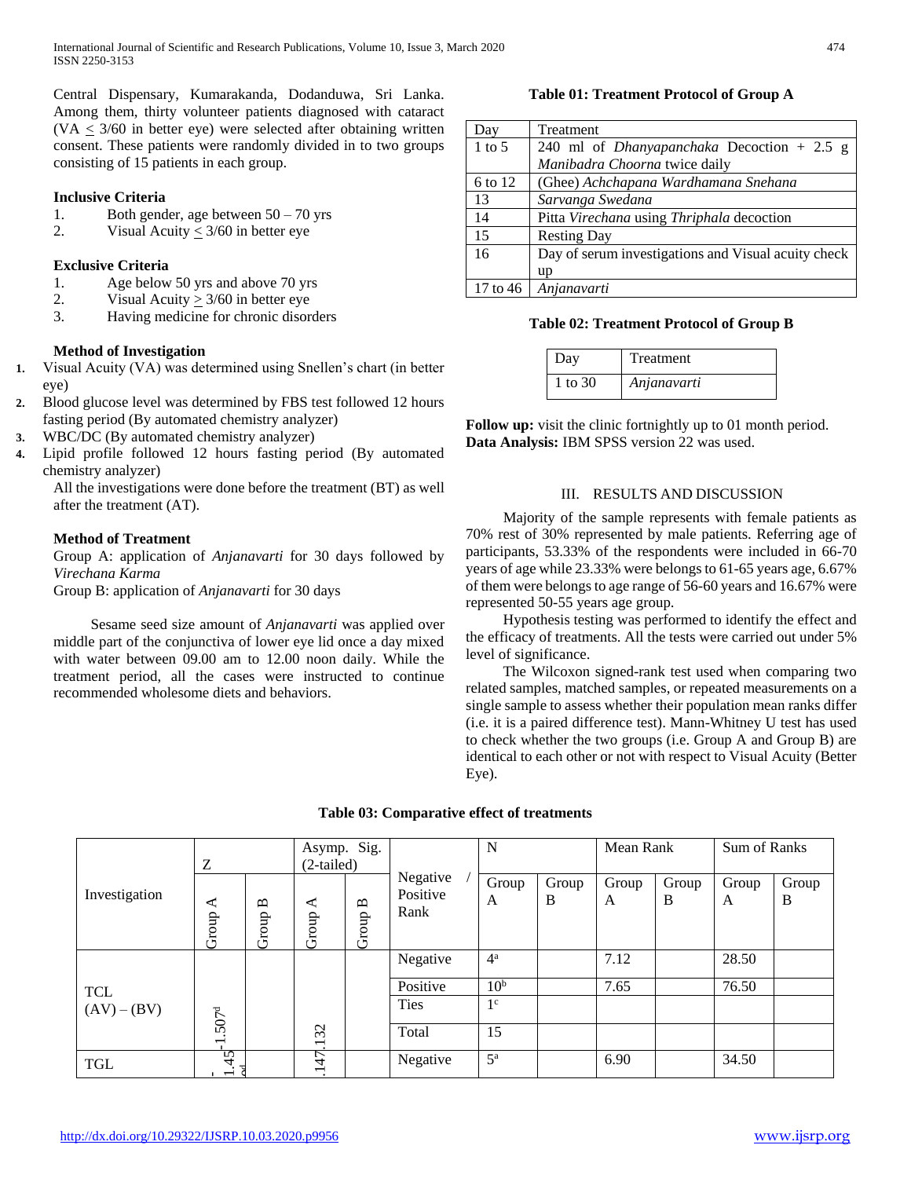Central Dispensary, Kumarakanda, Dodanduwa, Sri Lanka. Among them, thirty volunteer patients diagnosed with cataract (VA $\leq$ 3/60 in better eye) were selected after obtaining written consent. These patients were randomly divided in to two groups consisting of 15 patients in each group.

**Inclusive Criteria**

1. Both gender, age between 50 – 70 yrs
2. Visual Acuity $\leq$ 3/60 in better eye

**Exclusive Criteria**

1. Age below 50 yrs and above 70 yrs
2. Visual Acuity $\geq$ 3/60 in better eye
3. Having medicine for chronic disorders

**Method of Investigation**

1. Visual Acuity (VA) was determined using Snellen's chart (in better eye)
2. Blood glucose level was determined by FBS test followed 12 hours fasting period (By automated chemistry analyzer)
3. WBC/DC (By automated chemistry analyzer)
4. Lipid profile followed 12 hours fasting period (By automated chemistry analyzer)

All the investigations were done before the treatment (BT) as well after the treatment (AT).

**Method of Treatment**

Group A: application of *Anjanavarti* for 30 days followed by *Virechana Karma*

Group B: application of *Anjanavarti* for 30 days

Sesame seed size amount of *Anjanavarti* was applied over middle part of the conjunctiva of lower eye lid once a day mixed with water between 09.00 am to 12.00 noon daily. While the treatment period, all the cases were instructed to continue recommended wholesome diets and behaviors.

**Table 01: Treatment Protocol of Group A**

| Day | Treatment |
|---|---|
| 1 to 5 | 240 ml of *Dhanyapanchaka* Decoction + 2.5 g *Manibadra Choorna* twice daily |
| 6 to 12 | (Ghee) *Achchapana Wardhamana Snehana* |
| 13 | *Sarvanga Swedana* |
| 14 | Pitta *Virechana* using *Thriphala* decoction |
| 15 | Resting Day |
| 16 | Day of serum investigations and Visual acuity check up |
| 17 to 46 | *Anjanavarti* |

**Table 02: Treatment Protocol of Group B**

| Day | Treatment |
|---|---|
| 1 to 30 | *Anjanavarti* |

**Follow up:** visit the clinic fortnightly up to 01 month period.

**Data Analysis:** IBM SPSS version 22 was used.

## III. Results and Discussion

Majority of the sample represents with female patients as 70% rest of 30% represented by male patients. Referring age of participants, 53.33% of the respondents were included in 66-70 years of age while 23.33% were belongs to 61-65 years age, 6.67% of them were belongs to age range of 56-60 years and 16.67% were represented 50-55 years age group.

Hypothesis testing was performed to identify the effect and the efficacy of treatments. All the tests were carried out under 5% level of significance.

The Wilcoxon signed-rank test used when comparing two related samples, matched samples, or repeated measurements on a single sample to assess whether their population mean ranks differ (i.e. it is a paired difference test). Mann-Whitney U test has used to check whether the two groups (i.e. Group A and Group B) are identical to each other or not with respect to Visual Acuity (Better Eye).

**Table 03: Comparative effect of treatments**

| Investigation | Z | | Asymp. Sig. (2-tailed) | | Negative / Positive Rank | N | | Mean Rank | | Sum of Ranks | |
|---|---|---|---|---|---|---|---|---|---|---|---|
| | Group A | Group B | Group A | Group B | | Group A | Group B | Group A | Group B | Group A | Group B |
| TCL (AV) – (BV) | -1.507[d] | | .132 | | Negative | 4[a] | | 7.12 | | 28.50 | |
| | | | | | Positive | 10[b] | | 7.65 | | 76.50 | |
| | | | | | Ties | 1[c] | | | | | |
| | | | | | Total | 15 | | | | | |
| TGL | -1.45... | | .147 | | Negative | 5[a] | | 6.90 | | 34.50 | |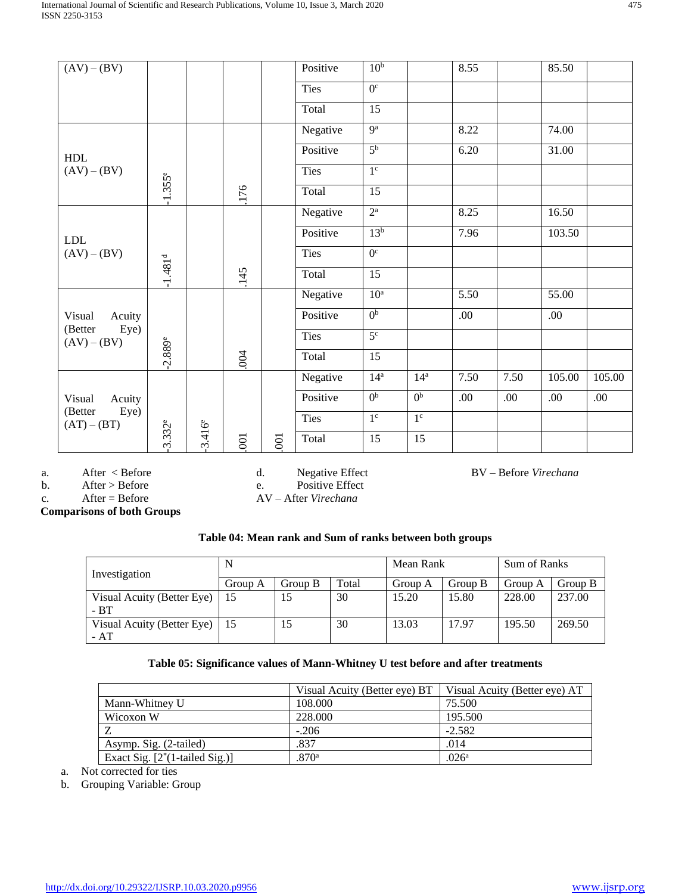| | | | | | | | | | | | | |
|---|---|---|---|---|---|---|---|---|---|---|---|---|
| (AV) – (BV) | | | | | Positive | 10[b] | | 8.55 | | 85.50 | |
| | | | | | Ties | 0[c] | | | | | |
| | | | | | Total | 15 | | | | | |
| HDL (AV) – (BV) | -1.355[e] | | .176 | | Negative | 9[a] | | 8.22 | | 74.00 | |
| | | | | | Positive | 5[b] | | 6.20 | | 31.00 | |
| | | | | | Ties | 1[c] | | | | | |
| | | | | | Total | 15 | | | | | |
| LDL (AV) – (BV) | -1.481[d] | | .145 | | Negative | 2[a] | | 8.25 | | 16.50 | |
| | | | | | Positive | 13[b] | | 7.96 | | 103.50 | |
| | | | | | Ties | 0[c] | | | | | |
| | | | | | Total | 15 | | | | | |
| Visual Acuity (Better Eye) (AV) – (BV) | -2.889[e] | | .004 | | Negative | 10[a] | | 5.50 | | 55.00 | |
| | | | | | Positive | 0[b] | | .00 | | .00 | |
| | | | | | Ties | 5[c] | | | | | |
| | | | | | Total | 15 | | | | | |
| Visual Acuity (Better Eye) (AT) – (BT) | -3.332[e] | -3.416[e] | .001 | .001 | Negative | 14[a] | 14[a] | 7.50 | 7.50 | 105.00 | 105.00 |
| | | | | | Positive | 0[b] | 0[b] | .00 | .00 | .00 | .00 |
| | | | | | Ties | 1[c] | 1[c] | | | | |
| | | | | | Total | 15 | 15 | | | | |

a. After < Before
b. After > Before
c. After = Before
d. Negative Effect
e. Positive Effect
AV – After *Virechana*
BV – Before *Virechana*

**Comparisons of both Groups**

**Table 04: Mean rank and Sum of ranks between both groups**

| Investigation | N | | | Mean Rank | | Sum of Ranks | |
|---|---|---|---|---|---|---|---|
| | Group A | Group B | Total | Group A | Group B | Group A | Group B |
| Visual Acuity (Better Eye) - BT | 15 | 15 | 30 | 15.20 | 15.80 | 228.00 | 237.00 |
| Visual Acuity (Better Eye) - AT | 15 | 15 | 30 | 13.03 | 17.97 | 195.50 | 269.50 |

**Table 05: Significance values of Mann-Whitney U test before and after treatments**

| | Visual Acuity (Better eye) BT | Visual Acuity (Better eye) AT |
|---|---|---|
| Mann-Whitney U | 108.000 | 75.500 |
| Wicoxon W | 228.000 | 195.500 |
| Z | -.206 | -2.582 |
| Asymp. Sig. (2-tailed) | .837 | .014 |
| Exact Sig. [2*(1-tailed Sig.)] | .870[a] | .026[a] |

a. Not corrected for ties
b. Grouping Variable: Group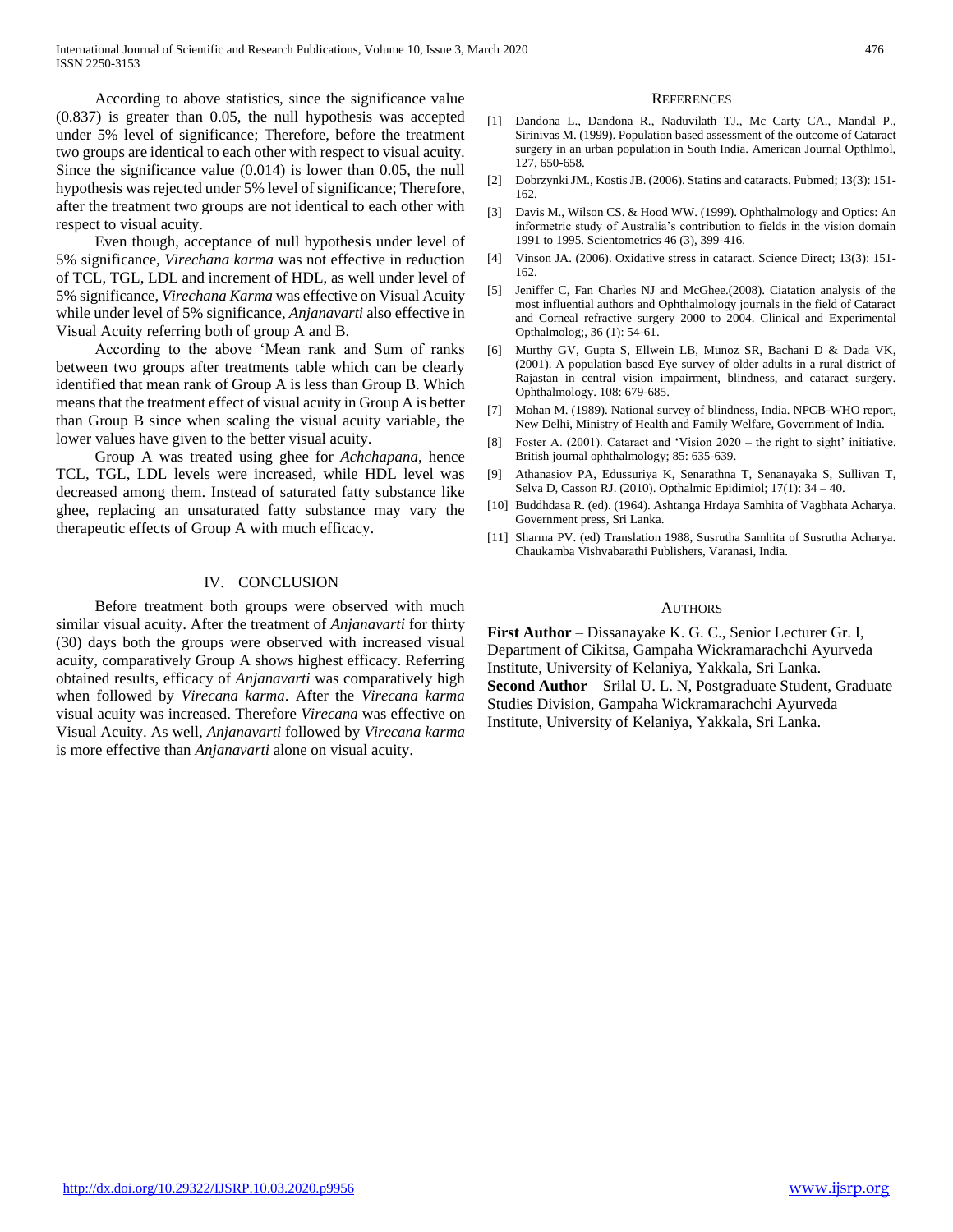According to above statistics, since the significance value (0.837) is greater than 0.05, the null hypothesis was accepted under 5% level of significance; Therefore, before the treatment two groups are identical to each other with respect to visual acuity. Since the significance value (0.014) is lower than 0.05, the null hypothesis was rejected under 5% level of significance; Therefore, after the treatment two groups are not identical to each other with respect to visual acuity.

Even though, acceptance of null hypothesis under level of 5% significance, *Virechana karma* was not effective in reduction of TCL, TGL, LDL and increment of HDL, as well under level of 5% significance, *Virechana Karma* was effective on Visual Acuity while under level of 5% significance, *Anjanavarti* also effective in Visual Acuity referring both of group A and B.

According to the above 'Mean rank and Sum of ranks between two groups after treatments table which can be clearly identified that mean rank of Group A is less than Group B. Which means that the treatment effect of visual acuity in Group A is better than Group B since when scaling the visual acuity variable, the lower values have given to the better visual acuity.

Group A was treated using ghee for *Achchapana*, hence TCL, TGL, LDL levels were increased, while HDL level was decreased among them. Instead of saturated fatty substance like ghee, replacing an unsaturated fatty substance may vary the therapeutic effects of Group A with much efficacy.

## IV. Conclusion

Before treatment both groups were observed with much similar visual acuity. After the treatment of *Anjanavarti* for thirty (30) days both the groups were observed with increased visual acuity, comparatively Group A shows highest efficacy. Referring obtained results, efficacy of *Anjanavarti* was comparatively high when followed by *Virecana karma*. After the *Virecana karma* visual acuity was increased. Therefore *Virecana* was effective on Visual Acuity. As well, *Anjanavarti* followed by *Virecana karma* is more effective than *Anjanavarti* alone on visual acuity.

## References

[1] Dandona L., Dandona R., Naduvilath TJ., Mc Carty CA., Mandal P., Sirinivas M. (1999). Population based assessment of the outcome of Cataract surgery in an urban population in South India. American Journal Opthlmol, 127, 650-658.

[2] Dobrzynki JM., Kostis JB. (2006). Statins and cataracts. Pubmed; 13(3): 151-162.

[3] Davis M., Wilson CS. & Hood WW. (1999). Ophthalmology and Optics: An informetric study of Australia's contribution to fields in the vision domain 1991 to 1995. Scientometrics 46 (3), 399-416.

[4] Vinson JA. (2006). Oxidative stress in cataract. Science Direct; 13(3): 151-162.

[5] Jeniffer C, Fan Charles NJ and McGhee.(2008). Ciatation analysis of the most influential authors and Ophthalmology journals in the field of Cataract and Corneal refractive surgery 2000 to 2004. Clinical and Experimental Opthalmolog;, 36 (1): 54-61.

[6] Murthy GV, Gupta S, Ellwein LB, Munoz SR, Bachani D & Dada VK, (2001). A population based Eye survey of older adults in a rural district of Rajastan in central vision impairment, blindness, and cataract surgery. Ophthalmology. 108: 679-685.

[7] Mohan M. (1989). National survey of blindness, India. NPCB-WHO report, New Delhi, Ministry of Health and Family Welfare, Government of India.

[8] Foster A. (2001). Cataract and 'Vision 2020 – the right to sight' initiative. British journal ophthalmology; 85: 635-639.

[9] Athanasiov PA, Edussuriya K, Senarathna T, Senanayaka S, Sullivan T, Selva D, Casson RJ. (2010). Opthalmic Epidimiol; 17(1): 34 – 40.

[10] Buddhdasa R. (ed). (1964). Ashtanga Hrdaya Samhita of Vagbhata Acharya. Government press, Sri Lanka.

[11] Sharma PV. (ed) Translation 1988, Susrutha Samhita of Susrutha Acharya. Chaukamba Vishvabarathi Publishers, Varanasi, India.

## Authors

**First Author** – Dissanayake K. G. C., Senior Lecturer Gr. I, Department of Cikitsa, Gampaha Wickramarachchi Ayurveda Institute, University of Kelaniya, Yakkala, Sri Lanka.

**Second Author** – Srilal U. L. N, Postgraduate Student, Graduate Studies Division, Gampaha Wickramarachchi Ayurveda Institute, University of Kelaniya, Yakkala, Sri Lanka.